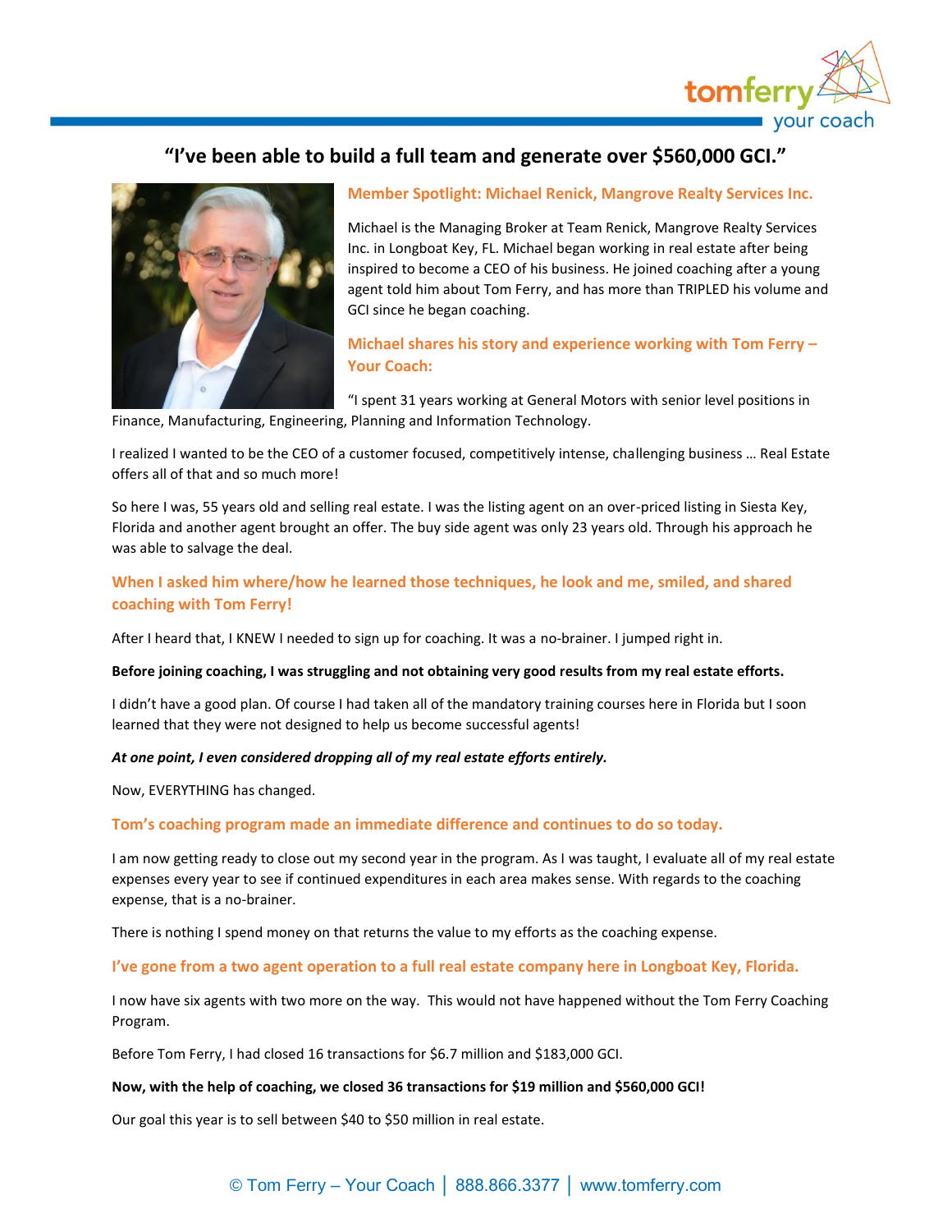# "I've been able to build a full team and generate over $560,000 GCI."

## Member Spotlight: Michael Renick, Mangrove Realty Services Inc.

Michael is the Managing Broker at Team Renick, Mangrove Realty Services Inc. in Longboat Key, FL. Michael began working in real estate after being inspired to become a CEO of his business. He joined coaching after a young agent told him about Tom Ferry, and has more than TRIPLED his volume and GCI since he began coaching.

## Michael shares his story and experience working with Tom Ferry – Your Coach:

"I spent 31 years working at General Motors with senior level positions in Finance, Manufacturing, Engineering, Planning and Information Technology.

I realized I wanted to be the CEO of a customer focused, competitively intense, challenging business … Real Estate offers all of that and so much more!

So here I was, 55 years old and selling real estate. I was the listing agent on an over-priced listing in Siesta Key, Florida and another agent brought an offer. The buy side agent was only 23 years old. Through his approach he was able to salvage the deal.

### When I asked him where/how he learned those techniques, he look and me, smiled, and shared coaching with Tom Ferry!

After I heard that, I KNEW I needed to sign up for coaching. It was a no-brainer. I jumped right in.

**Before joining coaching, I was struggling and not obtaining very good results from my real estate efforts.**

I didn't have a good plan. Of course I had taken all of the mandatory training courses here in Florida but I soon learned that they were not designed to help us become successful agents!

***At one point, I even considered dropping all of my real estate efforts entirely.***

Now, EVERYTHING has changed.

### Tom's coaching program made an immediate difference and continues to do so today.

I am now getting ready to close out my second year in the program. As I was taught, I evaluate all of my real estate expenses every year to see if continued expenditures in each area makes sense. With regards to the coaching expense, that is a no-brainer.

There is nothing I spend money on that returns the value to my efforts as the coaching expense.

### I've gone from a two agent operation to a full real estate company here in Longboat Key, Florida.

I now have six agents with two more on the way. This would not have happened without the Tom Ferry Coaching Program.

Before Tom Ferry, I had closed 16 transactions for $6.7 million and $183,000 GCI.

**Now, with the help of coaching, we closed 36 transactions for $19 million and $560,000 GCI!**

Our goal this year is to sell between $40 to $50 million in real estate.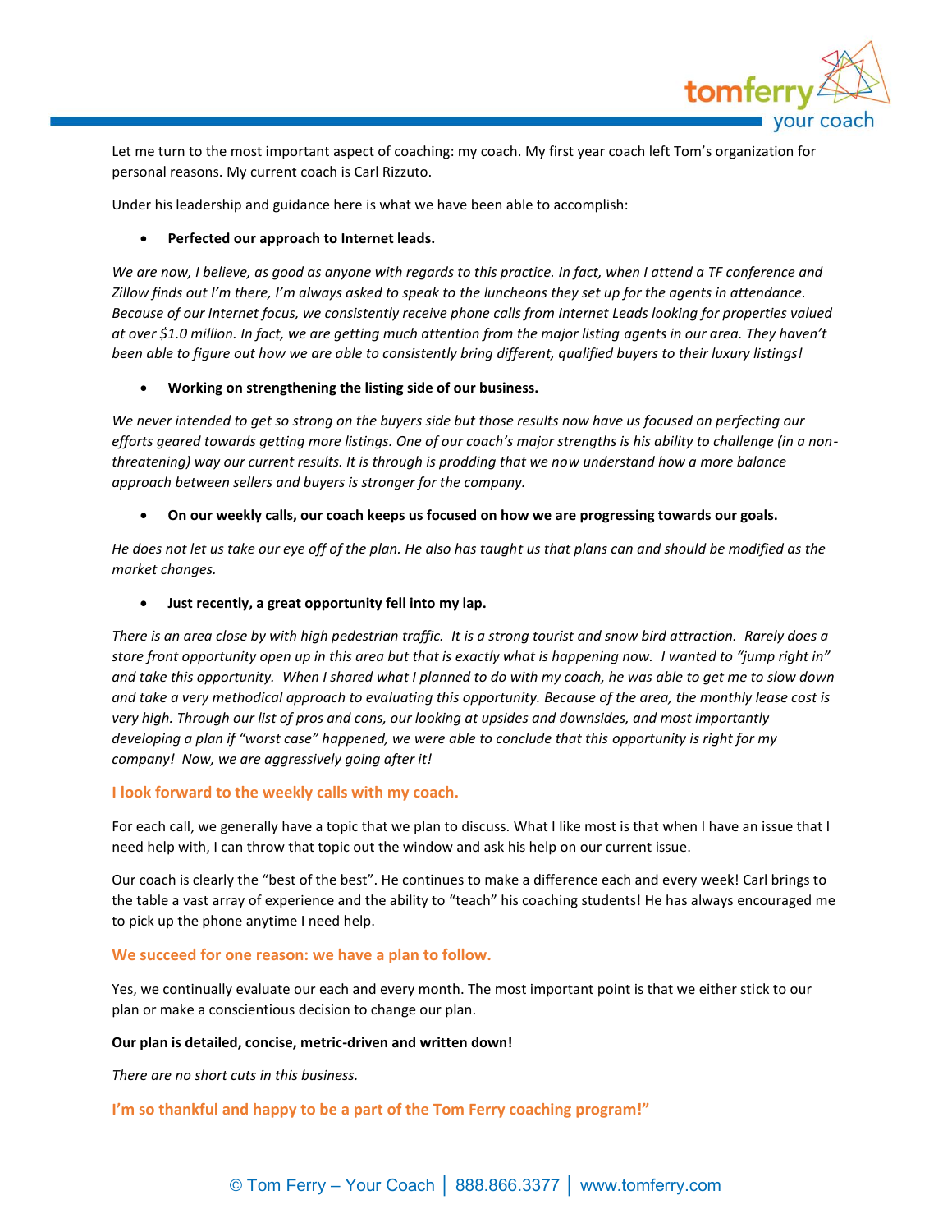Let me turn to the most important aspect of coaching: my coach. My first year coach left Tom's organization for personal reasons. My current coach is Carl Rizzuto.

Under his leadership and guidance here is what we have been able to accomplish:

- **Perfected our approach to Internet leads.**

*We are now, I believe, as good as anyone with regards to this practice. In fact, when I attend a TF conference and Zillow finds out I'm there, I'm always asked to speak to the luncheons they set up for the agents in attendance. Because of our Internet focus, we consistently receive phone calls from Internet Leads looking for properties valued at over $1.0 million. In fact, we are getting much attention from the major listing agents in our area. They haven't been able to figure out how we are able to consistently bring different, qualified buyers to their luxury listings!*

- **Working on strengthening the listing side of our business.**

*We never intended to get so strong on the buyers side but those results now have us focused on perfecting our efforts geared towards getting more listings. One of our coach's major strengths is his ability to challenge (in a non-threatening) way our current results. It is through is prodding that we now understand how a more balance approach between sellers and buyers is stronger for the company.*

- **On our weekly calls, our coach keeps us focused on how we are progressing towards our goals.**

*He does not let us take our eye off of the plan. He also has taught us that plans can and should be modified as the market changes.*

- **Just recently, a great opportunity fell into my lap.**

*There is an area close by with high pedestrian traffic. It is a strong tourist and snow bird attraction. Rarely does a store front opportunity open up in this area but that is exactly what is happening now. I wanted to "jump right in" and take this opportunity. When I shared what I planned to do with my coach, he was able to get me to slow down and take a very methodical approach to evaluating this opportunity. Because of the area, the monthly lease cost is very high. Through our list of pros and cons, our looking at upsides and downsides, and most importantly developing a plan if "worst case" happened, we were able to conclude that this opportunity is right for my company! Now, we are aggressively going after it!*

### I look forward to the weekly calls with my coach.

For each call, we generally have a topic that we plan to discuss. What I like most is that when I have an issue that I need help with, I can throw that topic out the window and ask his help on our current issue.

Our coach is clearly the "best of the best". He continues to make a difference each and every week! Carl brings to the table a vast array of experience and the ability to "teach" his coaching students! He has always encouraged me to pick up the phone anytime I need help.

### We succeed for one reason: we have a plan to follow.

Yes, we continually evaluate our each and every month. The most important point is that we either stick to our plan or make a conscientious decision to change our plan.

**Our plan is detailed, concise, metric-driven and written down!**

*There are no short cuts in this business.*

### I'm so thankful and happy to be a part of the Tom Ferry coaching program!"